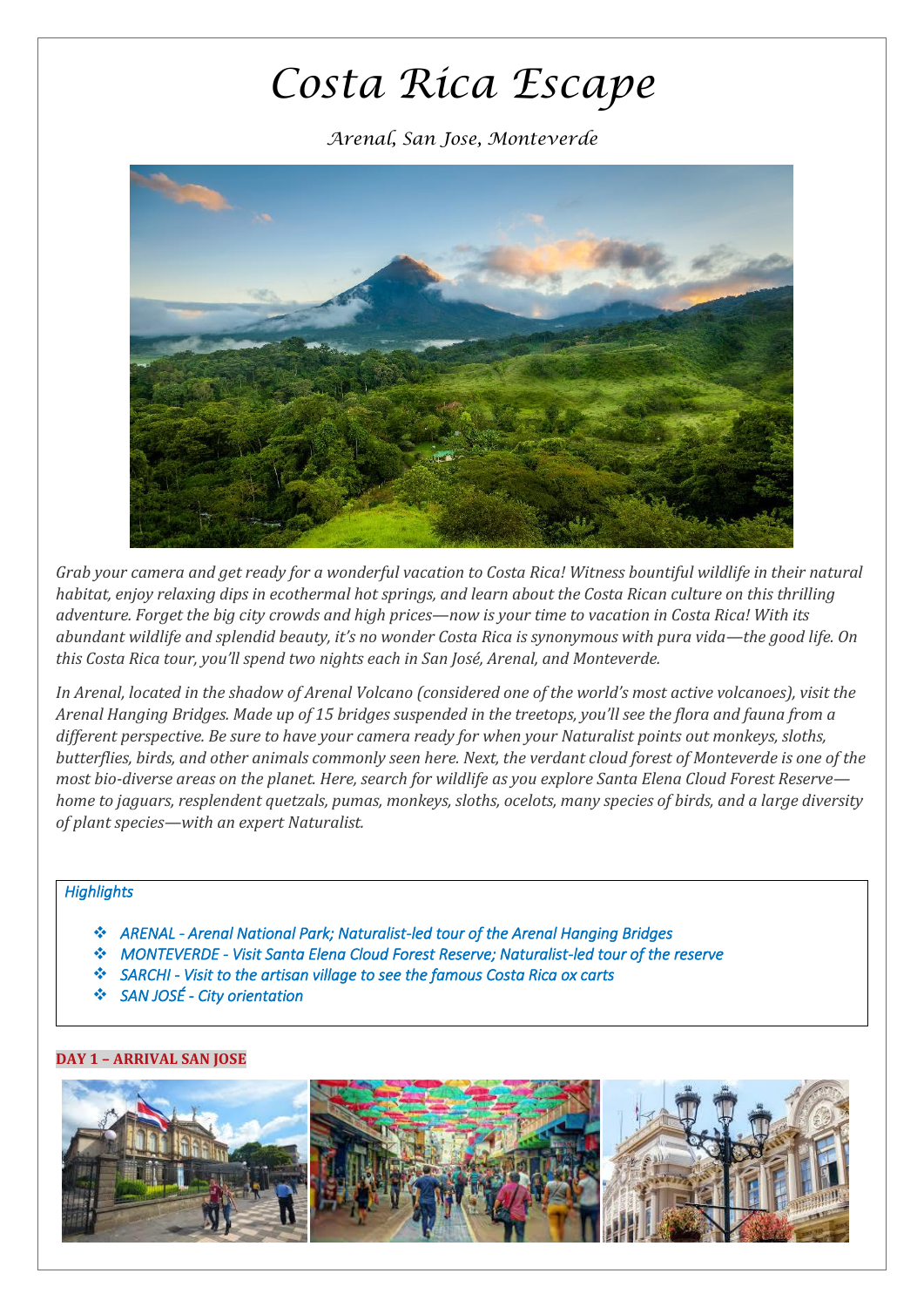# Costa Rica Escape

*Arenal, San Jose, Monteverde*

*Grab your camera and get ready for a wonderful vacation to Costa Rica! Witness bountiful wildlife in their natural habitat, enjoy relaxing dips in ecothermal hot springs, and learn about the Costa Rican culture on this thrilling adventure. Forget the big city crowds and high prices—now is your time to vacation in Costa Rica! With its abundant wildlife and splendid beauty, it's no wonder Costa Rica is synonymous with pura vida—the good life. On this Costa Rica tour, you'll spend two nights each in San José, Arenal, and Monteverde.*

*In Arenal, located in the shadow of Arenal Volcano (considered one of the world's most active volcanoes), visit the Arenal Hanging Bridges. Made up of 15 bridges suspended in the treetops, you'll see the flora and fauna from a different perspective. Be sure to have your camera ready for when your Naturalist points out monkeys, sloths, butterflies, birds, and other animals commonly seen here. Next, the verdant cloud forest of Monteverde is one of the most bio-diverse areas on the planet. Here, search for wildlife as you explore Santa Elena Cloud Forest Reserve—home to jaguars, resplendent quetzals, pumas, monkeys, sloths, ocelots, many species of birds, and a large diversity of plant species—with an expert Naturalist.*

*Highlights*

- *ARENAL - Arenal National Park; Naturalist-led tour of the Arenal Hanging Bridges*
- *MONTEVERDE - Visit Santa Elena Cloud Forest Reserve; Naturalist-led tour of the reserve*
- *SARCHI - Visit to the artisan village to see the famous Costa Rica ox carts*
- *SAN JOSÉ - City orientation*

**DAY 1 – ARRIVAL SAN JOSE**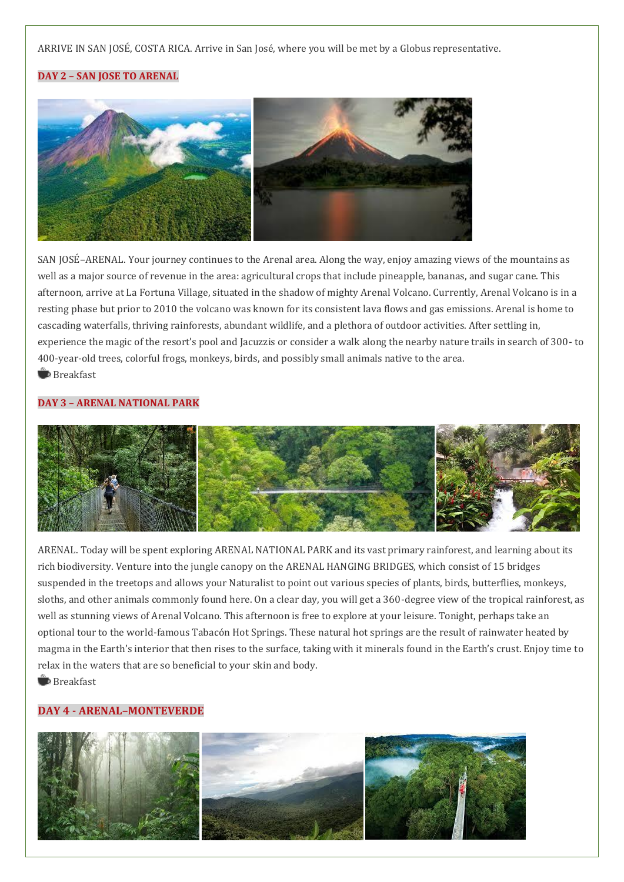ARRIVE IN SAN JOSÉ, COSTA RICA. Arrive in San José, where you will be met by a Globus representative.

## DAY 2 – SAN JOSE TO ARENAL

SAN JOSÉ–ARENAL. Your journey continues to the Arenal area. Along the way, enjoy amazing views of the mountains as well as a major source of revenue in the area: agricultural crops that include pineapple, bananas, and sugar cane. This afternoon, arrive at La Fortuna Village, situated in the shadow of mighty Arenal Volcano. Currently, Arenal Volcano is in a resting phase but prior to 2010 the volcano was known for its consistent lava flows and gas emissions. Arenal is home to cascading waterfalls, thriving rainforests, abundant wildlife, and a plethora of outdoor activities. After settling in, experience the magic of the resort's pool and Jacuzzis or consider a walk along the nearby nature trails in search of 300- to 400-year-old trees, colorful frogs, monkeys, birds, and possibly small animals native to the area.

Breakfast

## DAY 3 – ARENAL NATIONAL PARK

ARENAL. Today will be spent exploring ARENAL NATIONAL PARK and its vast primary rainforest, and learning about its rich biodiversity. Venture into the jungle canopy on the ARENAL HANGING BRIDGES, which consist of 15 bridges suspended in the treetops and allows your Naturalist to point out various species of plants, birds, butterflies, monkeys, sloths, and other animals commonly found here. On a clear day, you will get a 360-degree view of the tropical rainforest, as well as stunning views of Arenal Volcano. This afternoon is free to explore at your leisure. Tonight, perhaps take an optional tour to the world-famous Tabacón Hot Springs. These natural hot springs are the result of rainwater heated by magma in the Earth's interior that then rises to the surface, taking with it minerals found in the Earth's crust. Enjoy time to relax in the waters that are so beneficial to your skin and body.

Breakfast

## DAY 4 - ARENAL–MONTEVERDE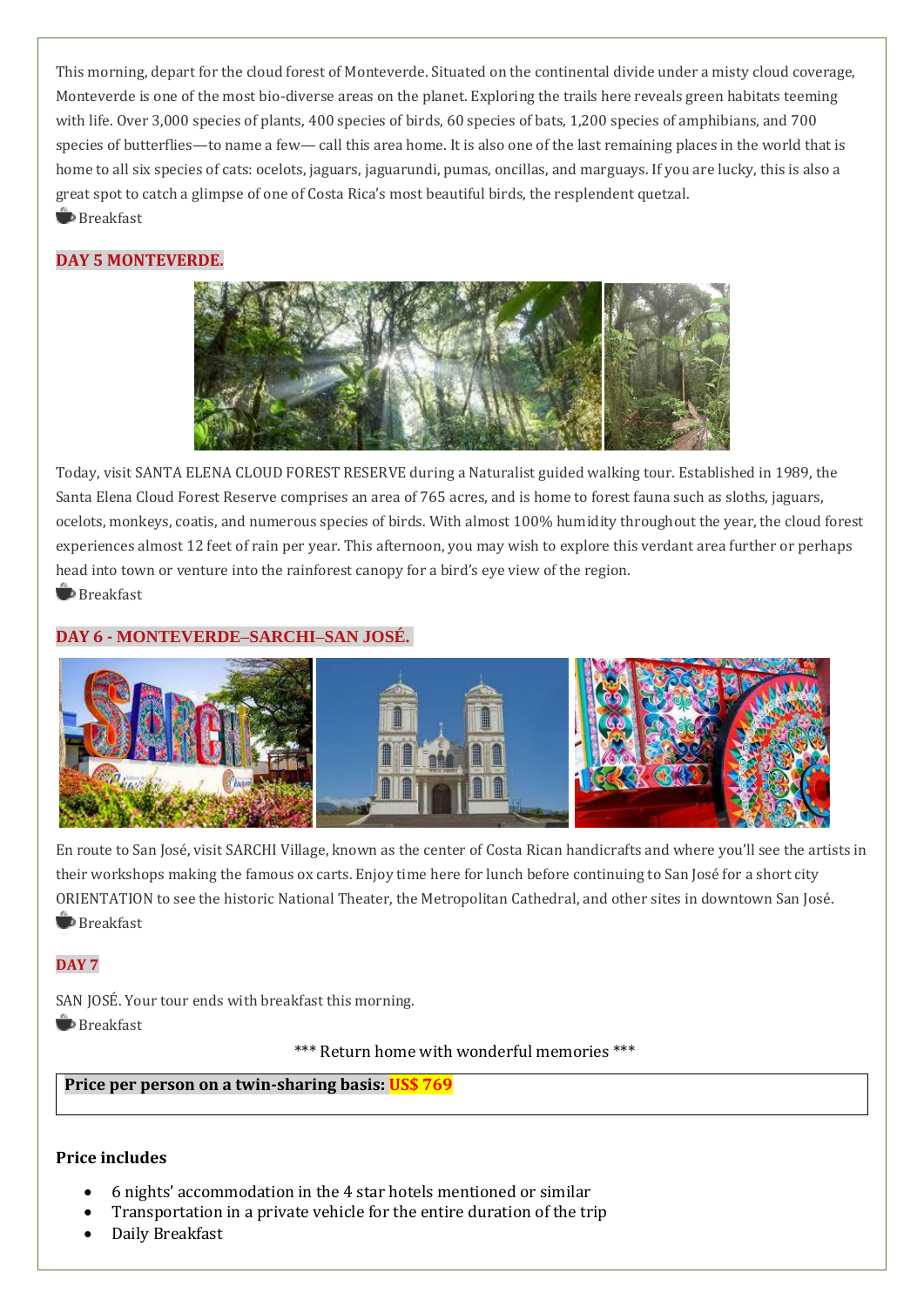This morning, depart for the cloud forest of Monteverde. Situated on the continental divide under a misty cloud coverage, Monteverde is one of the most bio-diverse areas on the planet. Exploring the trails here reveals green habitats teeming with life. Over 3,000 species of plants, 400 species of birds, 60 species of bats, 1,200 species of amphibians, and 700 species of butterflies—to name a few— call this area home. It is also one of the last remaining places in the world that is home to all six species of cats: ocelots, jaguars, jaguarundi, pumas, oncillas, and marguays. If you are lucky, this is also a great spot to catch a glimpse of one of Costa Rica's most beautiful birds, the resplendent quetzal.

Breakfast

## DAY 5 MONTEVERDE.

Today, visit SANTA ELENA CLOUD FOREST RESERVE during a Naturalist guided walking tour. Established in 1989, the Santa Elena Cloud Forest Reserve comprises an area of 765 acres, and is home to forest fauna such as sloths, jaguars, ocelots, monkeys, coatis, and numerous species of birds. With almost 100% humidity throughout the year, the cloud forest experiences almost 12 feet of rain per year. This afternoon, you may wish to explore this verdant area further or perhaps head into town or venture into the rainforest canopy for a bird's eye view of the region.

Breakfast

## DAY 6 - MONTEVERDE–SARCHI–SAN JOSÉ.

En route to San José, visit SARCHI Village, known as the center of Costa Rican handicrafts and where you'll see the artists in their workshops making the famous ox carts. Enjoy time here for lunch before continuing to San José for a short city ORIENTATION to see the historic National Theater, the Metropolitan Cathedral, and other sites in downtown San José.

Breakfast

## DAY 7

SAN JOSÉ. Your tour ends with breakfast this morning.

Breakfast

*** Return home with wonderful memories ***

**Price per person on a twin-sharing basis: US$ 769**

### Price includes

- 6 nights' accommodation in the 4 star hotels mentioned or similar
- Transportation in a private vehicle for the entire duration of the trip
- Daily Breakfast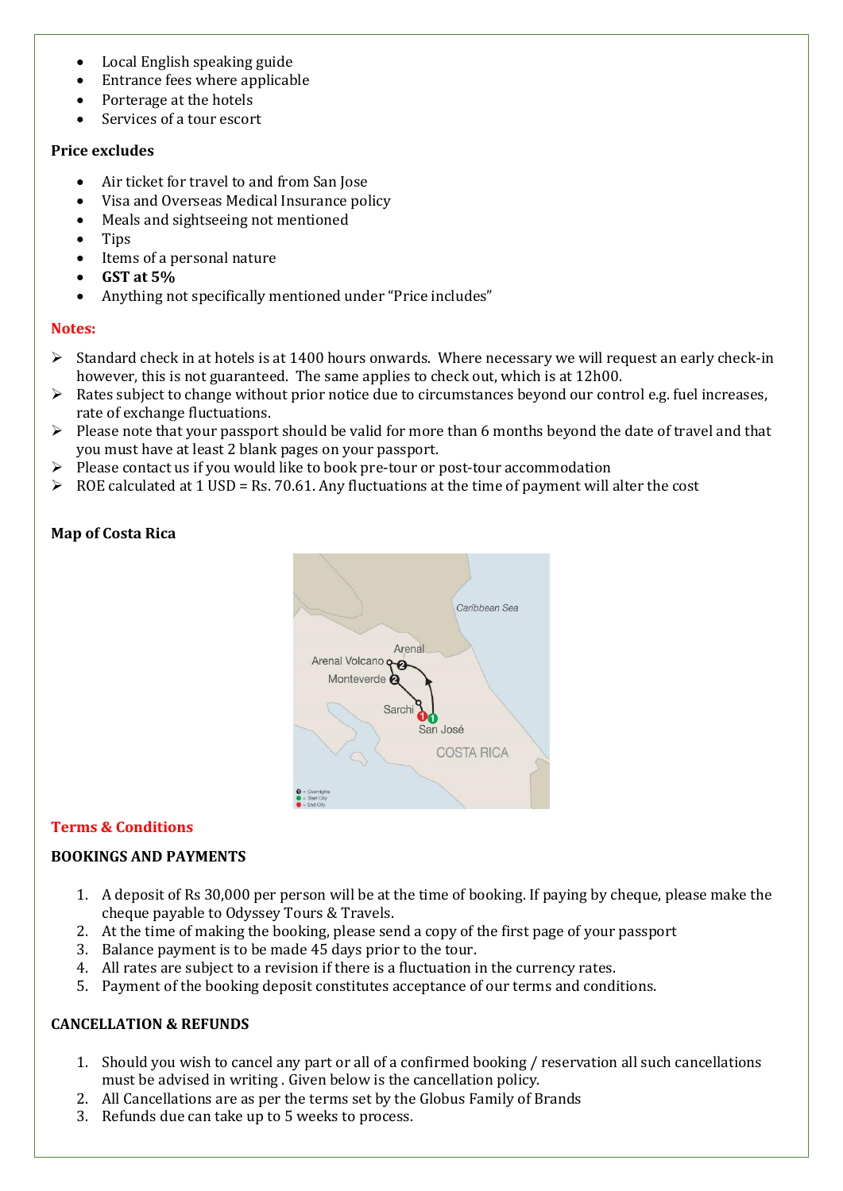- Local English speaking guide
- Entrance fees where applicable
- Porterage at the hotels
- Services of a tour escort

**Price excludes**

- Air ticket for travel to and from San Jose
- Visa and Overseas Medical Insurance policy
- Meals and sightseeing not mentioned
- Tips
- Items of a personal nature
- **GST at 5%**
- Anything not specifically mentioned under "Price includes"

**Notes:**

- Standard check in at hotels is at 1400 hours onwards. Where necessary we will request an early check-in however, this is not guaranteed. The same applies to check out, which is at 12h00.
- Rates subject to change without prior notice due to circumstances beyond our control e.g. fuel increases, rate of exchange fluctuations.
- Please note that your passport should be valid for more than 6 months beyond the date of travel and that you must have at least 2 blank pages on your passport.
- Please contact us if you would like to book pre-tour or post-tour accommodation
- ROE calculated at 1 USD = Rs. 70.61. Any fluctuations at the time of payment will alter the cost

**Map of Costa Rica**

Caribbean Sea
Arenal
Arenal Volcano
Monteverde
Sarchi
San José
COSTA RICA

**Terms & Conditions**

**BOOKINGS AND PAYMENTS**

1. A deposit of Rs 30,000 per person will be at the time of booking. If paying by cheque, please make the cheque payable to Odyssey Tours & Travels.
2. At the time of making the booking, please send a copy of the first page of your passport
3. Balance payment is to be made 45 days prior to the tour.
4. All rates are subject to a revision if there is a fluctuation in the currency rates.
5. Payment of the booking deposit constitutes acceptance of our terms and conditions.

**CANCELLATION & REFUNDS**

1. Should you wish to cancel any part or all of a confirmed booking / reservation all such cancellations must be advised in writing . Given below is the cancellation policy.
2. All Cancellations are as per the terms set by the Globus Family of Brands
3. Refunds due can take up to 5 weeks to process.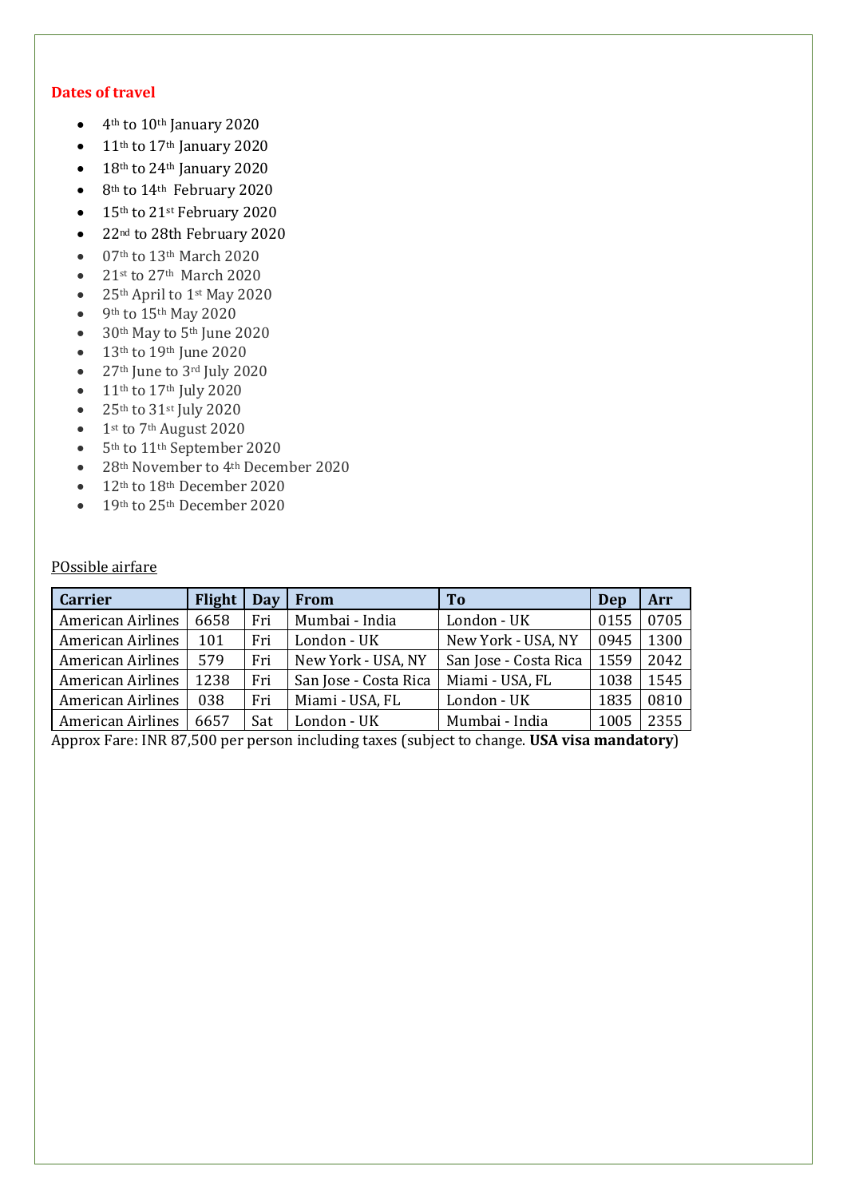**Dates of travel**

- 4th to 10th January 2020
- 11th to 17th January 2020
- 18th to 24th January 2020
- 8th to 14th February 2020
- 15th to 21st February 2020
- 22nd to 28th February 2020
- 07th to 13th March 2020
- 21st to 27th March 2020
- 25th April to 1st May 2020
- 9th to 15th May 2020
- 30th May to 5th June 2020
- 13th to 19th June 2020
- 27th June to 3rd July 2020
- 11th to 17th July 2020
- 25th to 31st July 2020
- 1st to 7th August 2020
- 5th to 11th September 2020
- 28th November to 4th December 2020
- 12th to 18th December 2020
- 19th to 25th December 2020

POssible airfare

| Carrier | Flight | Day | From | To | Dep | Arr |
|---|---|---|---|---|---|---|
| American Airlines | 6658 | Fri | Mumbai - India | London - UK | 0155 | 0705 |
| American Airlines | 101 | Fri | London - UK | New York - USA, NY | 0945 | 1300 |
| American Airlines | 579 | Fri | New York - USA, NY | San Jose - Costa Rica | 1559 | 2042 |
| American Airlines | 1238 | Fri | San Jose - Costa Rica | Miami - USA, FL | 1038 | 1545 |
| American Airlines | 038 | Fri | Miami - USA, FL | London - UK | 1835 | 0810 |
| American Airlines | 6657 | Sat | London - UK | Mumbai - India | 1005 | 2355 |

Approx Fare: INR 87,500 per person including taxes (subject to change. **USA visa mandatory**)